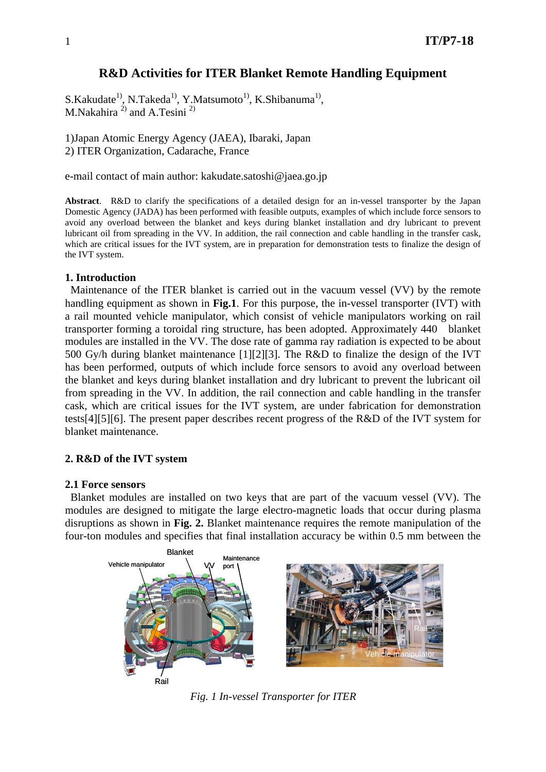# R&D Activities for ITER Blanket Remote Handling Equipment

S.Kakudate[1], N.Takeda[1], Y.Matsumoto[1], K.Shibanuma[1], M.Nakahira [2] and A.Tesini [2]

1)Japan Atomic Energy Agency (JAEA), Ibaraki, Japan
2) ITER Organization, Cadarache, France

e-mail contact of main author: kakudate.satoshi@jaea.go.jp

**Abstract**. R&D to clarify the specifications of a detailed design for an in-vessel transporter by the Japan Domestic Agency (JADA) has been performed with feasible outputs, examples of which include force sensors to avoid any overload between the blanket and keys during blanket installation and dry lubricant to prevent lubricant oil from spreading in the VV. In addition, the rail connection and cable handling in the transfer cask, which are critical issues for the IVT system, are in preparation for demonstration tests to finalize the design of the IVT system.

## 1. Introduction

Maintenance of the ITER blanket is carried out in the vacuum vessel (VV) by the remote handling equipment as shown in **Fig.1**. For this purpose, the in-vessel transporter (IVT) with a rail mounted vehicle manipulator, which consist of vehicle manipulators working on rail transporter forming a toroidal ring structure, has been adopted. Approximately 440 blanket modules are installed in the VV. The dose rate of gamma ray radiation is expected to be about 500 Gy/h during blanket maintenance [1][2][3]. The R&D to finalize the design of the IVT has been performed, outputs of which include force sensors to avoid any overload between the blanket and keys during blanket installation and dry lubricant to prevent the lubricant oil from spreading in the VV. In addition, the rail connection and cable handling in the transfer cask, which are critical issues for the IVT system, are under fabrication for demonstration tests[4][5][6]. The present paper describes recent progress of the R&D of the IVT system for blanket maintenance.

## 2. R&D of the IVT system

### 2.1 Force sensors

Blanket modules are installed on two keys that are part of the vacuum vessel (VV). The modules are designed to mitigate the large electro-magnetic loads that occur during plasma disruptions as shown in **Fig. 2.** Blanket maintenance requires the remote manipulation of the four-ton modules and specifies that final installation accuracy be within 0.5 mm between the

*Fig. 1 In-vessel Transporter for ITER*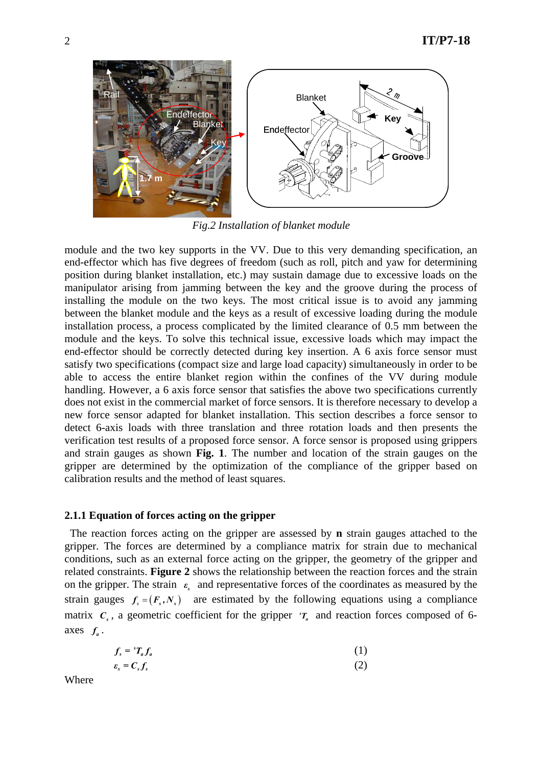*Fig.2 Installation of blanket module*

module and the two key supports in the VV. Due to this very demanding specification, an end-effector which has five degrees of freedom (such as roll, pitch and yaw for determining position during blanket installation, etc.) may sustain damage due to excessive loads on the manipulator arising from jamming between the key and the groove during the process of installing the module on the two keys. The most critical issue is to avoid any jamming between the blanket module and the keys as a result of excessive loading during the module installation process, a process complicated by the limited clearance of 0.5 mm between the module and the keys. To solve this technical issue, excessive loads which may impact the end-effector should be correctly detected during key insertion. A 6 axis force sensor must satisfy two specifications (compact size and large load capacity) simultaneously in order to be able to access the entire blanket region within the confines of the VV during module handling. However, a 6 axis force sensor that satisfies the above two specifications currently does not exist in the commercial market of force sensors. It is therefore necessary to develop a new force sensor adapted for blanket installation. This section describes a force sensor to detect 6-axis loads with three translation and three rotation loads and then presents the verification test results of a proposed force sensor. A force sensor is proposed using grippers and strain gauges as shown **Fig. 1**. The number and location of the strain gauges on the gripper are determined by the optimization of the compliance of the gripper based on calibration results and the method of least squares.

### 2.1.1 Equation of forces acting on the gripper

The reaction forces acting on the gripper are assessed by **n** strain gauges attached to the gripper. The forces are determined by a compliance matrix for strain due to mechanical conditions, such as an external force acting on the gripper, the geometry of the gripper and related constraints. **Figure 2** shows the relationship between the reaction forces and the strain on the gripper. The strain $\varepsilon_s$ and representative forces of the coordinates as measured by the strain gauges $\boldsymbol{f}_s = (\boldsymbol{F}_s, \boldsymbol{N}_s)$ are estimated by the following equations using a compliance matrix $\boldsymbol{C}_s$, a geometric coefficient for the gripper ${}^s\boldsymbol{T}_a$ and reaction forces composed of 6-axes $\boldsymbol{f}_a$.

$$\boldsymbol{f}_s = {}^s\boldsymbol{T}_a \boldsymbol{f}_a \tag{1}$$

$$\boldsymbol{\varepsilon}_s = \boldsymbol{C}_s \boldsymbol{f}_s \tag{2}$$

Where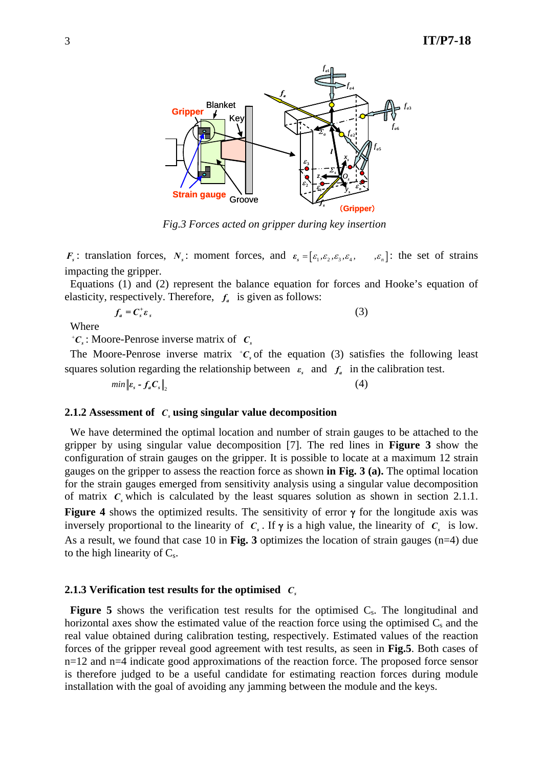Fig.3 Forces acted on gripper during key insertion

$\boldsymbol{F}_s$: translation forces, $\boldsymbol{N}_s$: moment forces, and $\boldsymbol{\varepsilon}_s = [\varepsilon_1, \varepsilon_2, \varepsilon_3, \varepsilon_4, \quad, \varepsilon_n]$: the set of strains impacting the gripper.

Equations (1) and (2) represent the balance equation for forces and Hooke's equation of elasticity, respectively. Therefore, $\boldsymbol{f}_a$ is given as follows:

$$\boldsymbol{f}_a = \boldsymbol{C}_s^{+} \boldsymbol{\varepsilon}_s \tag{3}$$

Where

${}^{+}\boldsymbol{C}_s$: Moore-Penrose inverse matrix of $\boldsymbol{C}_s$

The Moore-Penrose inverse matrix ${}^{+}\boldsymbol{C}_s$ of the equation (3) satisfies the following least squares solution regarding the relationship between $\boldsymbol{\varepsilon}_s$ and $\boldsymbol{f}_a$ in the calibration test.

$$min\|\boldsymbol{\varepsilon}_s - \boldsymbol{f}_a \boldsymbol{C}_s\|_2 \tag{4}$$

### 2.1.2 Assessment of $\boldsymbol{C}_s$ using singular value decomposition

We have determined the optimal location and number of strain gauges to be attached to the gripper by using singular value decomposition [7]. The red lines in **Figure 3** show the configuration of strain gauges on the gripper. It is possible to locate at a maximum 12 strain gauges on the gripper to assess the reaction force as shown **in Fig. 3 (a).** The optimal location for the strain gauges emerged from sensitivity analysis using a singular value decomposition of matrix $\boldsymbol{C}_s$ which is calculated by the least squares solution as shown in section 2.1.1. **Figure 4** shows the optimized results. The sensitivity of error $\boldsymbol{\gamma}$ for the longitude axis was inversely proportional to the linearity of $\boldsymbol{C}_s$. If $\boldsymbol{\gamma}$ is a high value, the linearity of $\boldsymbol{C}_s$ is low. As a result, we found that case 10 in **Fig. 3** optimizes the location of strain gauges (n=4) due to the high linearity of $C_s$.

### 2.1.3 Verification test results for the optimised $\boldsymbol{C}_s$

**Figure 5** shows the verification test results for the optimised $C_s$. The longitudinal and horizontal axes show the estimated value of the reaction force using the optimised $C_s$ and the real value obtained during calibration testing, respectively. Estimated values of the reaction forces of the gripper reveal good agreement with test results, as seen in **Fig.5**. Both cases of n=12 and n=4 indicate good approximations of the reaction force. The proposed force sensor is therefore judged to be a useful candidate for estimating reaction forces during module installation with the goal of avoiding any jamming between the module and the keys.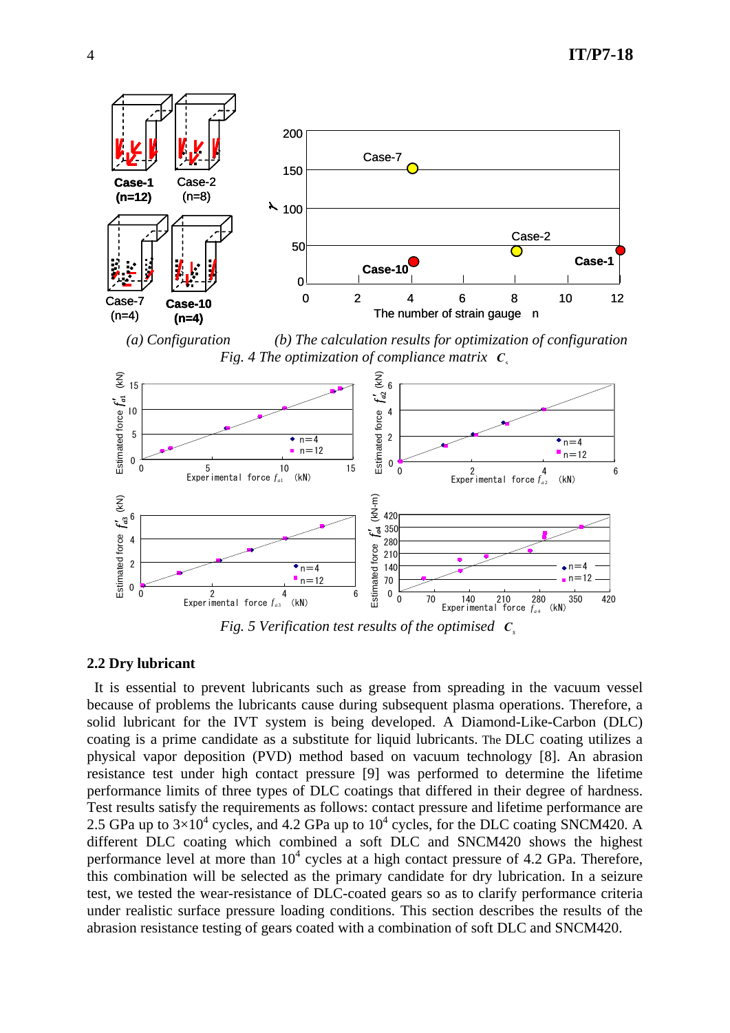*(a) Configuration* *(b) The calculation results for optimization of configuration*

*Fig. 4 The optimization of compliance matrix* $C_s$

*Fig. 5 Verification test results of the optimised* $C_s$

## 2.2 Dry lubricant

It is essential to prevent lubricants such as grease from spreading in the vacuum vessel because of problems the lubricants cause during subsequent plasma operations. Therefore, a solid lubricant for the IVT system is being developed. A Diamond-Like-Carbon (DLC) coating is a prime candidate as a substitute for liquid lubricants. The DLC coating utilizes a physical vapor deposition (PVD) method based on vacuum technology [8]. An abrasion resistance test under high contact pressure [9] was performed to determine the lifetime performance limits of three types of DLC coatings that differed in their degree of hardness. Test results satisfy the requirements as follows: contact pressure and lifetime performance are 2.5 GPa up to $3\times10^4$ cycles, and 4.2 GPa up to $10^4$ cycles, for the DLC coating SNCM420. A different DLC coating which combined a soft DLC and SNCM420 shows the highest performance level at more than $10^4$ cycles at a high contact pressure of 4.2 GPa. Therefore, this combination will be selected as the primary candidate for dry lubrication. In a seizure test, we tested the wear-resistance of DLC-coated gears so as to clarify performance criteria under realistic surface pressure loading conditions. This section describes the results of the abrasion resistance testing of gears coated with a combination of soft DLC and SNCM420.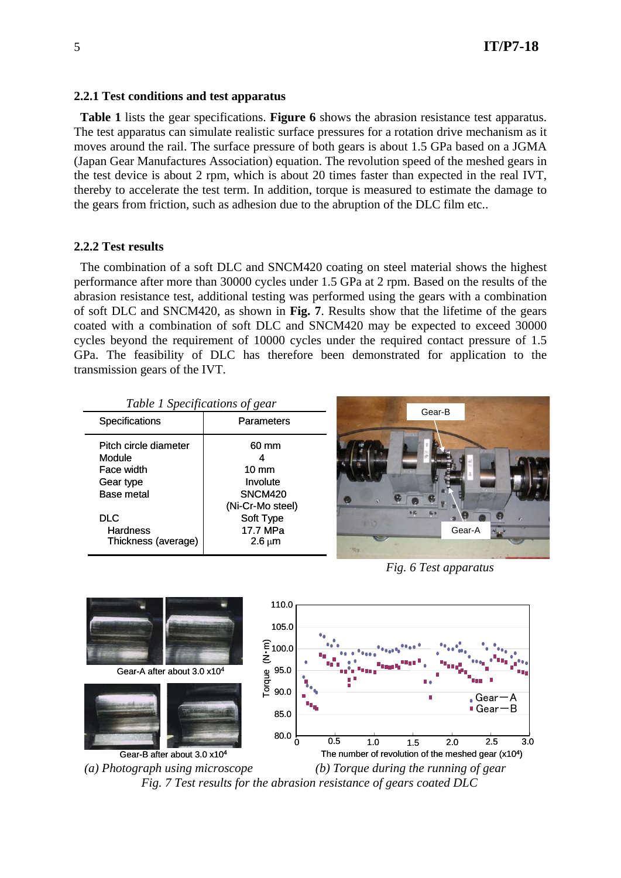### 2.2.1 Test conditions and test apparatus

**Table 1** lists the gear specifications. **Figure 6** shows the abrasion resistance test apparatus. The test apparatus can simulate realistic surface pressures for a rotation drive mechanism as it moves around the rail. The surface pressure of both gears is about 1.5 GPa based on a JGMA (Japan Gear Manufactures Association) equation. The revolution speed of the meshed gears in the test device is about 2 rpm, which is about 20 times faster than expected in the real IVT, thereby to accelerate the test term. In addition, torque is measured to estimate the damage to the gears from friction, such as adhesion due to the abruption of the DLC film etc..

### 2.2.2 Test results

The combination of a soft DLC and SNCM420 coating on steel material shows the highest performance after more than 30000 cycles under 1.5 GPa at 2 rpm. Based on the results of the abrasion resistance test, additional testing was performed using the gears with a combination of soft DLC and SNCM420, as shown in **Fig. 7**. Results show that the lifetime of the gears coated with a combination of soft DLC and SNCM420 may be expected to exceed 30000 cycles beyond the requirement of 10000 cycles under the required contact pressure of 1.5 GPa. The feasibility of DLC has therefore been demonstrated for application to the transmission gears of the IVT.

*Table 1 Specifications of gear*

| Specifications | Parameters |
|---|---|
| Pitch circle diameter | 60 mm |
| Module | 4 |
| Face width | 10 mm |
| Gear type | Involute |
| Base metal | SNCM420 (Ni-Cr-Mo steel) |
| DLC | Soft Type |
| Hardness | 17.7 MPa |
| Thickness (average) | 2.6 μm |

*Fig. 6 Test apparatus*

Gear-A after about 3.0 x10[4]

Gear-B after about 3.0 x10[4]

*(a) Photograph using microscope*

*(b) Torque during the running of gear*

*Fig. 7 Test results for the abrasion resistance of gears coated DLC*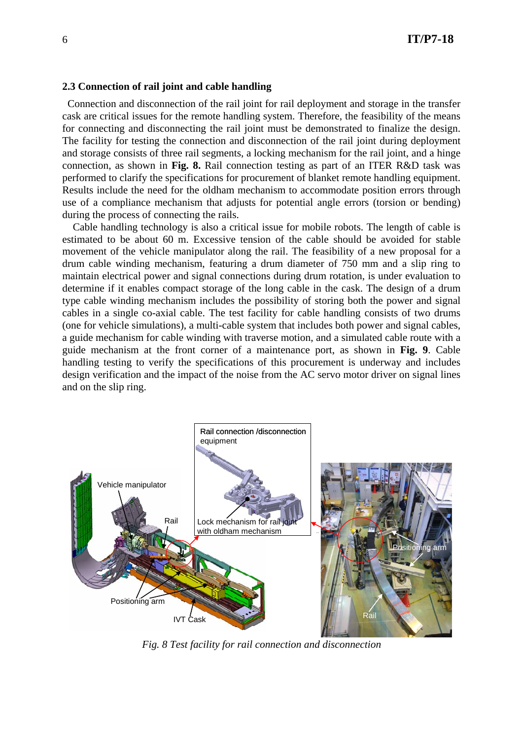### 2.3 Connection of rail joint and cable handling

Connection and disconnection of the rail joint for rail deployment and storage in the transfer cask are critical issues for the remote handling system. Therefore, the feasibility of the means for connecting and disconnecting the rail joint must be demonstrated to finalize the design. The facility for testing the connection and disconnection of the rail joint during deployment and storage consists of three rail segments, a locking mechanism for the rail joint, and a hinge connection, as shown in **Fig. 8.** Rail connection testing as part of an ITER R&D task was performed to clarify the specifications for procurement of blanket remote handling equipment. Results include the need for the oldham mechanism to accommodate position errors through use of a compliance mechanism that adjusts for potential angle errors (torsion or bending) during the process of connecting the rails.

Cable handling technology is also a critical issue for mobile robots. The length of cable is estimated to be about 60 m. Excessive tension of the cable should be avoided for stable movement of the vehicle manipulator along the rail. The feasibility of a new proposal for a drum cable winding mechanism, featuring a drum diameter of 750 mm and a slip ring to maintain electrical power and signal connections during drum rotation, is under evaluation to determine if it enables compact storage of the long cable in the cask. The design of a drum type cable winding mechanism includes the possibility of storing both the power and signal cables in a single co-axial cable. The test facility for cable handling consists of two drums (one for vehicle simulations), a multi-cable system that includes both power and signal cables, a guide mechanism for cable winding with traverse motion, and a simulated cable route with a guide mechanism at the front corner of a maintenance port, as shown in **Fig. 9**. Cable handling testing to verify the specifications of this procurement is underway and includes design verification and the impact of the noise from the AC servo motor driver on signal lines and on the slip ring.

*Fig. 8 Test facility for rail connection and disconnection*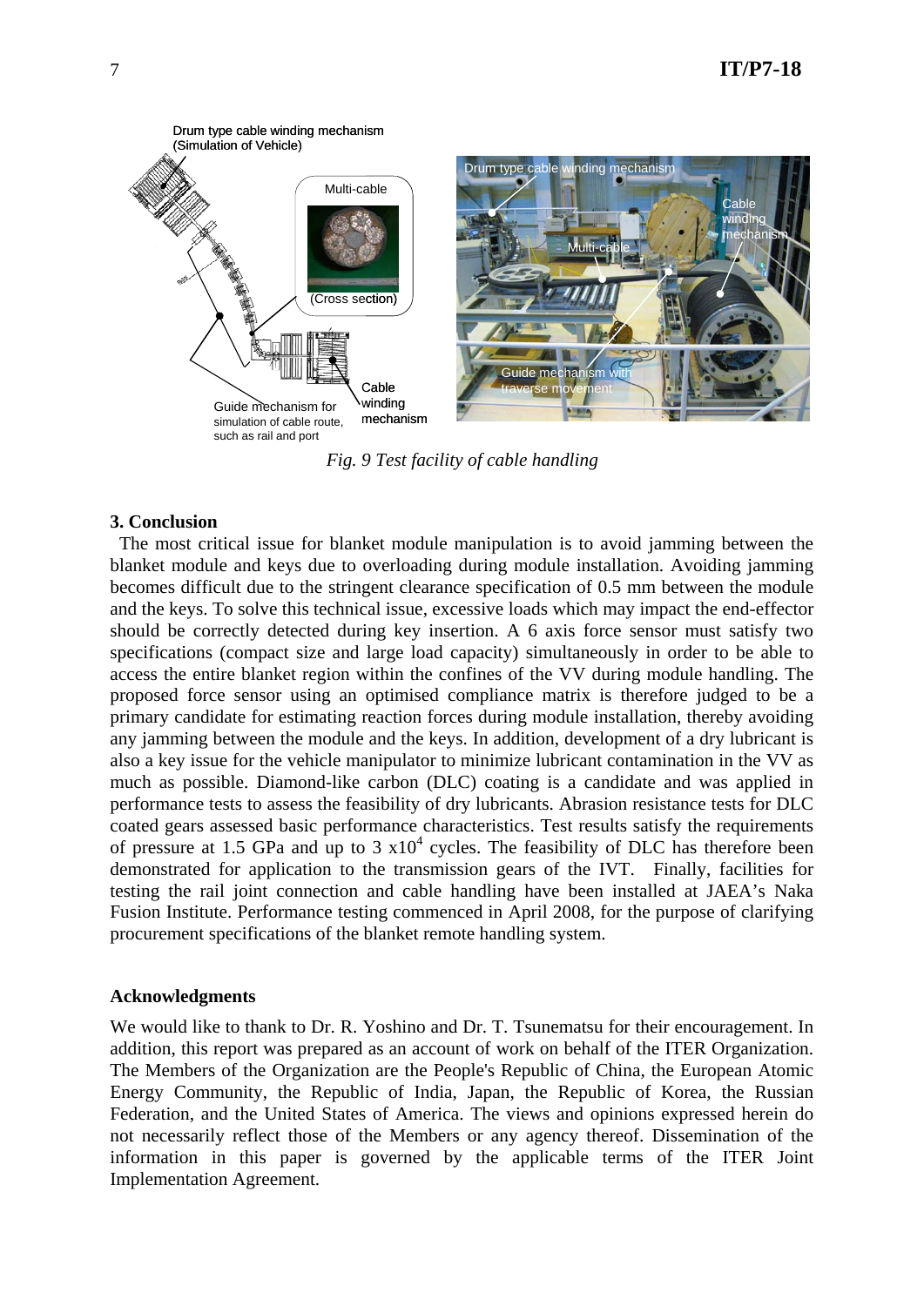*Fig. 9 Test facility of cable handling*

### 3. Conclusion

The most critical issue for blanket module manipulation is to avoid jamming between the blanket module and keys due to overloading during module installation. Avoiding jamming becomes difficult due to the stringent clearance specification of 0.5 mm between the module and the keys. To solve this technical issue, excessive loads which may impact the end-effector should be correctly detected during key insertion. A 6 axis force sensor must satisfy two specifications (compact size and large load capacity) simultaneously in order to be able to access the entire blanket region within the confines of the VV during module handling. The proposed force sensor using an optimised compliance matrix is therefore judged to be a primary candidate for estimating reaction forces during module installation, thereby avoiding any jamming between the module and the keys. In addition, development of a dry lubricant is also a key issue for the vehicle manipulator to minimize lubricant contamination in the VV as much as possible. Diamond-like carbon (DLC) coating is a candidate and was applied in performance tests to assess the feasibility of dry lubricants. Abrasion resistance tests for DLC coated gears assessed basic performance characteristics. Test results satisfy the requirements of pressure at 1.5 GPa and up to 3 x$10^4$ cycles. The feasibility of DLC has therefore been demonstrated for application to the transmission gears of the IVT. Finally, facilities for testing the rail joint connection and cable handling have been installed at JAEA's Naka Fusion Institute. Performance testing commenced in April 2008, for the purpose of clarifying procurement specifications of the blanket remote handling system.

### Acknowledgments

We would like to thank to Dr. R. Yoshino and Dr. T. Tsunematsu for their encouragement. In addition, this report was prepared as an account of work on behalf of the ITER Organization. The Members of the Organization are the People's Republic of China, the European Atomic Energy Community, the Republic of India, Japan, the Republic of Korea, the Russian Federation, and the United States of America. The views and opinions expressed herein do not necessarily reflect those of the Members or any agency thereof. Dissemination of the information in this paper is governed by the applicable terms of the ITER Joint Implementation Agreement.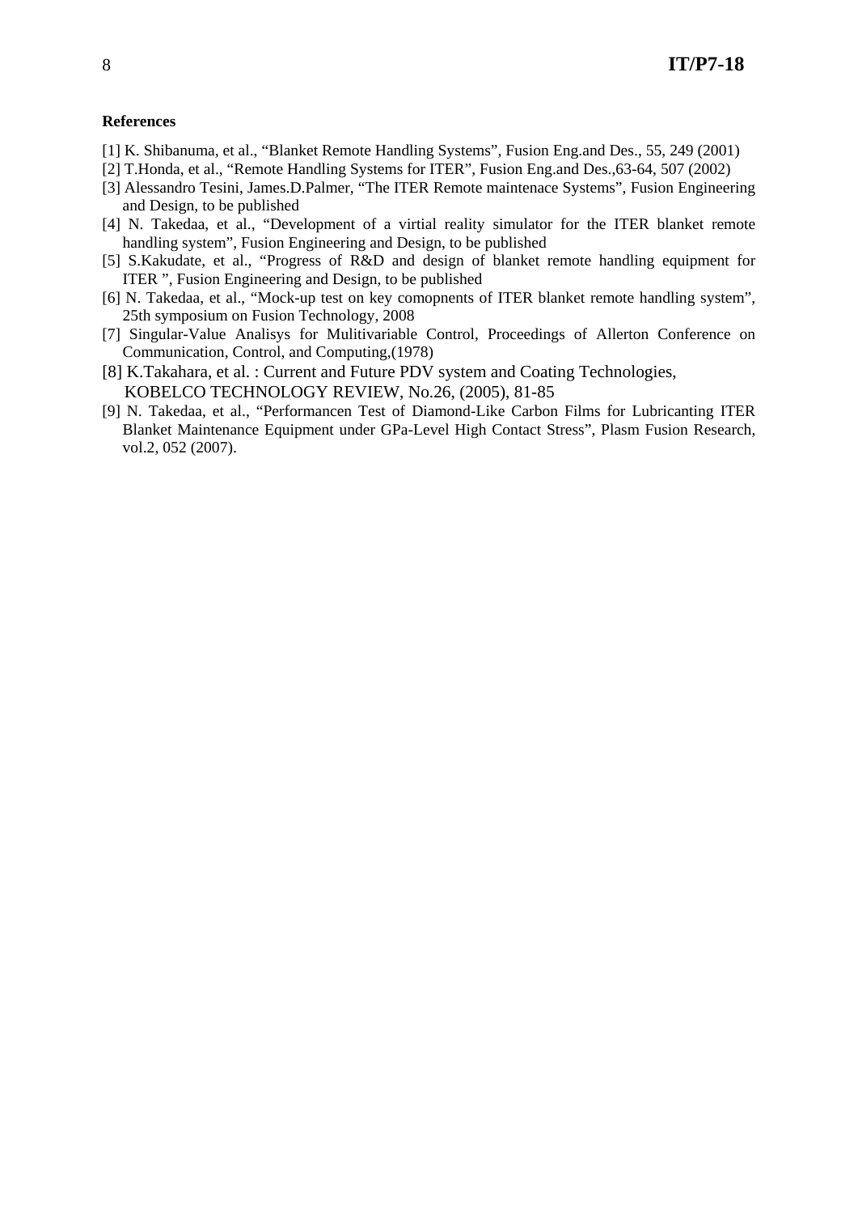**References**

[1] K. Shibanuma, et al., "Blanket Remote Handling Systems", Fusion Eng.and Des., 55, 249 (2001)

[2] T.Honda, et al., "Remote Handling Systems for ITER", Fusion Eng.and Des.,63-64, 507 (2002)

[3] Alessandro Tesini, James.D.Palmer, "The ITER Remote maintenace Systems", Fusion Engineering and Design, to be published

[4] N. Takedaa, et al., "Development of a virtial reality simulator for the ITER blanket remote handling system", Fusion Engineering and Design, to be published

[5] S.Kakudate, et al., "Progress of R&D and design of blanket remote handling equipment for ITER ", Fusion Engineering and Design, to be published

[6] N. Takedaa, et al., "Mock-up test on key comopnents of ITER blanket remote handling system", 25th symposium on Fusion Technology, 2008

[7] Singular-Value Analisys for Mulitivariable Control, Proceedings of Allerton Conference on Communication, Control, and Computing,(1978)

[8] K.Takahara, et al. : Current and Future PDV system and Coating Technologies, KOBELCO TECHNOLOGY REVIEW, No.26, (2005), 81-85

[9] N. Takedaa, et al., "Performancen Test of Diamond-Like Carbon Films for Lubricanting ITER Blanket Maintenance Equipment under GPa-Level High Contact Stress", Plasm Fusion Research, vol.2, 052 (2007).